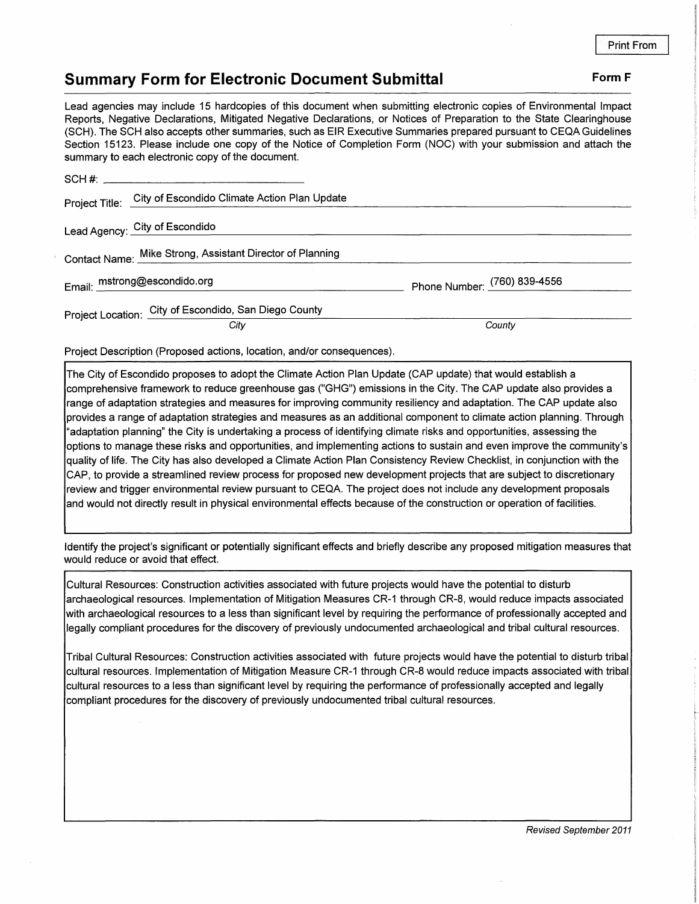Print From

# Summary Form for Electronic Document Submittal

**Form F**

Lead agencies may include 15 hardcopies of this document when submitting electronic copies of Environmental Impact Reports, Negative Declarations, Mitigated Negative Declarations, or Notices of Preparation to the State Clearinghouse (SCH). The SCH also accepts other summaries, such as EIR Executive Summaries prepared pursuant to CEQA Guidelines Section 15123. Please include one copy of the Notice of Completion Form (NOC) with your submission and attach the summary to each electronic copy of the document.

SCH #: ______________________

Project Title: City of Escondido Climate Action Plan Update

Lead Agency: City of Escondido

Contact Name: Mike Strong, Assistant Director of Planning

Email: mstrong@escondido.org    Phone Number: (760) 839-4556

Project Location: City of Escondido, San Diego County

*City*    *County*

Project Description (Proposed actions, location, and/or consequences).

The City of Escondido proposes to adopt the Climate Action Plan Update (CAP update) that would establish a comprehensive framework to reduce greenhouse gas ("GHG") emissions in the City. The CAP update also provides a range of adaptation strategies and measures for improving community resiliency and adaptation. The CAP update also provides a range of adaptation strategies and measures as an additional component to climate action planning. Through "adaptation planning" the City is undertaking a process of identifying climate risks and opportunities, assessing the options to manage these risks and opportunities, and implementing actions to sustain and even improve the community's quality of life. The City has also developed a Climate Action Plan Consistency Review Checklist, in conjunction with the CAP, to provide a streamlined review process for proposed new development projects that are subject to discretionary review and trigger environmental review pursuant to CEQA. The project does not include any development proposals and would not directly result in physical environmental effects because of the construction or operation of facilities.

Identify the project's significant or potentially significant effects and briefly describe any proposed mitigation measures that would reduce or avoid that effect.

Cultural Resources: Construction activities associated with future projects would have the potential to disturb archaeological resources. Implementation of Mitigation Measures CR-1 through CR-8, would reduce impacts associated with archaeological resources to a less than significant level by requiring the performance of professionally accepted and legally compliant procedures for the discovery of previously undocumented archaeological and tribal cultural resources.

Tribal Cultural Resources: Construction activities associated with future projects would have the potential to disturb tribal cultural resources. Implementation of Mitigation Measure CR-1 through CR-8 would reduce impacts associated with tribal cultural resources to a less than significant level by requiring the performance of professionally accepted and legally compliant procedures for the discovery of previously undocumented tribal cultural resources.

*Revised September 2011*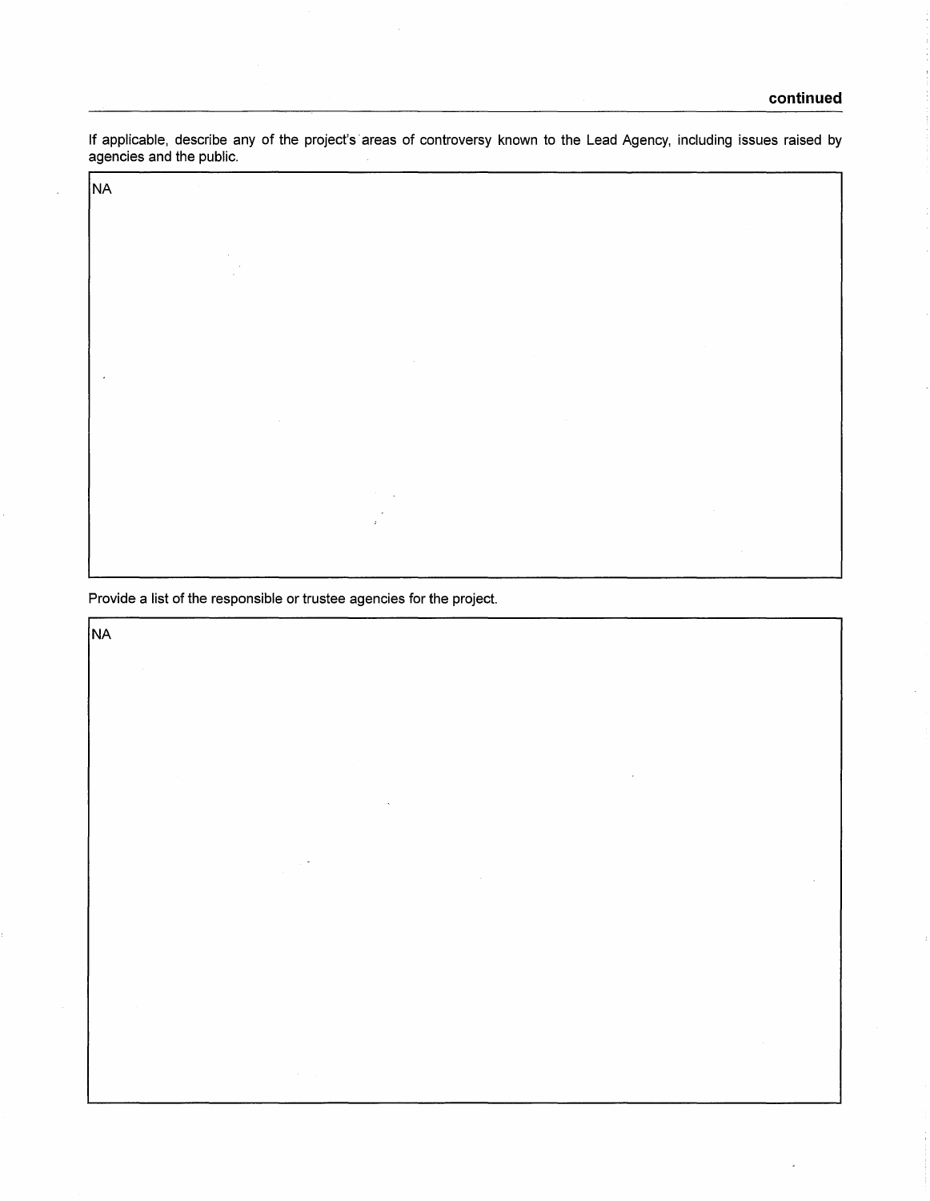**continued**

If applicable, describe any of the project's areas of controversy known to the Lead Agency, including issues raised by agencies and the public.

| |
|---|
| NA |

Provide a list of the responsible or trustee agencies for the project.

| |
|---|
| NA |